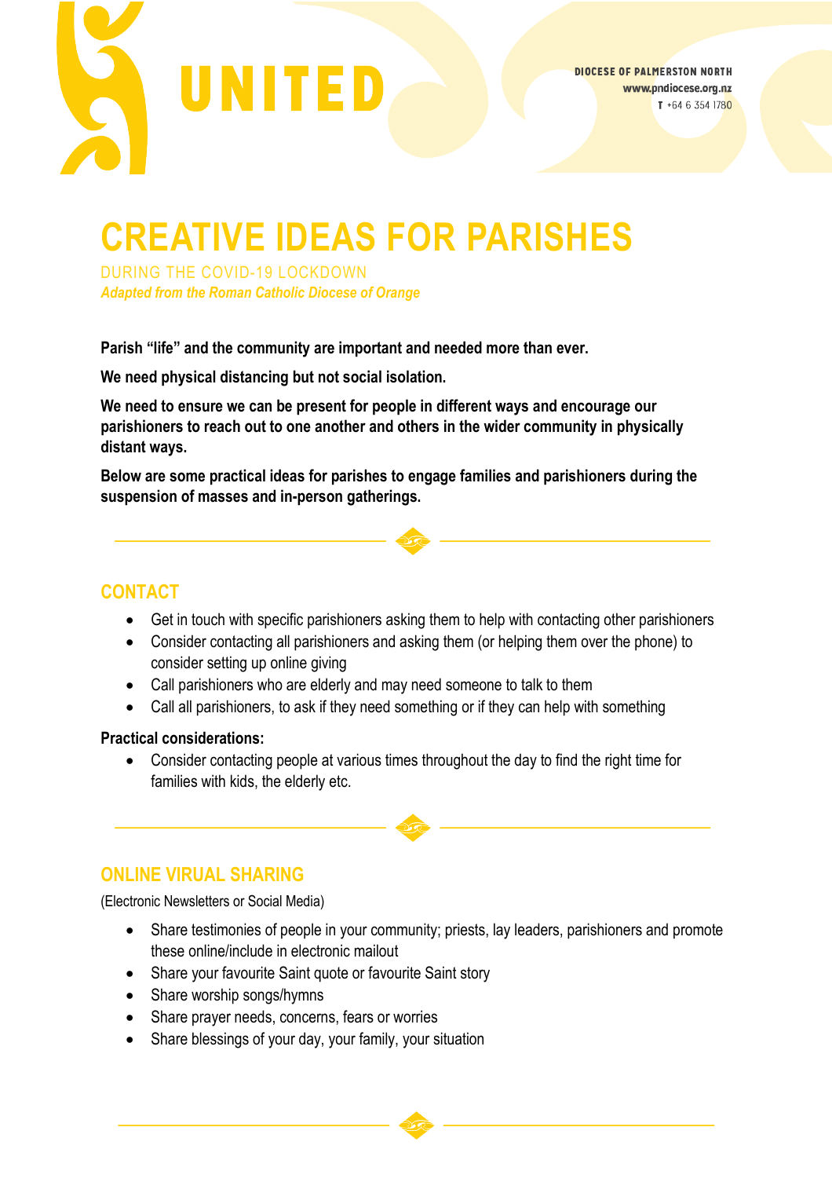UNITED

DIOCESE OF PALMERSTON NORTH
www.pndiocese.org.nz
T +64 6 354 1780

# CREATIVE IDEAS FOR PARISHES

DURING THE COVID-19 LOCKDOWN

***Adapted from the Roman Catholic Diocese of Orange***

**Parish "life" and the community are important and needed more than ever.**

**We need physical distancing but not social isolation.**

**We need to ensure we can be present for people in different ways and encourage our parishioners to reach out to one another and others in the wider community in physically distant ways.**

**Below are some practical ideas for parishes to engage families and parishioners during the suspension of masses and in-person gatherings.**

## CONTACT

- Get in touch with specific parishioners asking them to help with contacting other parishioners
- Consider contacting all parishioners and asking them (or helping them over the phone) to consider setting up online giving
- Call parishioners who are elderly and may need someone to talk to them
- Call all parishioners, to ask if they need something or if they can help with something

**Practical considerations:**

- Consider contacting people at various times throughout the day to find the right time for families with kids, the elderly etc.

## ONLINE VIRUAL SHARING

(Electronic Newsletters or Social Media)

- Share testimonies of people in your community; priests, lay leaders, parishioners and promote these online/include in electronic mailout
- Share your favourite Saint quote or favourite Saint story
- Share worship songs/hymns
- Share prayer needs, concerns, fears or worries
- Share blessings of your day, your family, your situation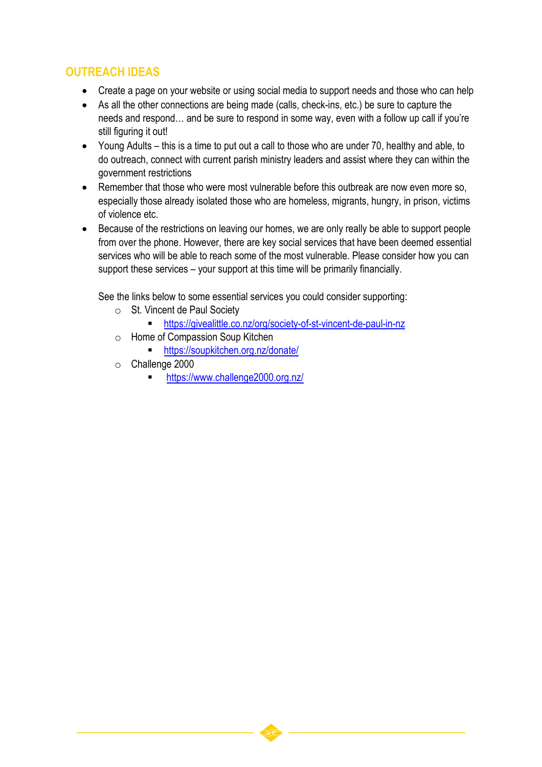## OUTREACH IDEAS

- Create a page on your website or using social media to support needs and those who can help
- As all the other connections are being made (calls, check-ins, etc.) be sure to capture the needs and respond… and be sure to respond in some way, even with a follow up call if you're still figuring it out!
- Young Adults – this is a time to put out a call to those who are under 70, healthy and able, to do outreach, connect with current parish ministry leaders and assist where they can within the government restrictions
- Remember that those who were most vulnerable before this outbreak are now even more so, especially those already isolated those who are homeless, migrants, hungry, in prison, victims of violence etc.
- Because of the restrictions on leaving our homes, we are only really be able to support people from over the phone. However, there are key social services that have been deemed essential services who will be able to reach some of the most vulnerable. Please consider how you can support these services – your support at this time will be primarily financially.

  See the links below to some essential services you could consider supporting:

  - St. Vincent de Paul Society
    - https://givealittle.co.nz/org/society-of-st-vincent-de-paul-in-nz
  - Home of Compassion Soup Kitchen
    - https://soupkitchen.org.nz/donate/
  - Challenge 2000
    - https://www.challenge2000.org.nz/